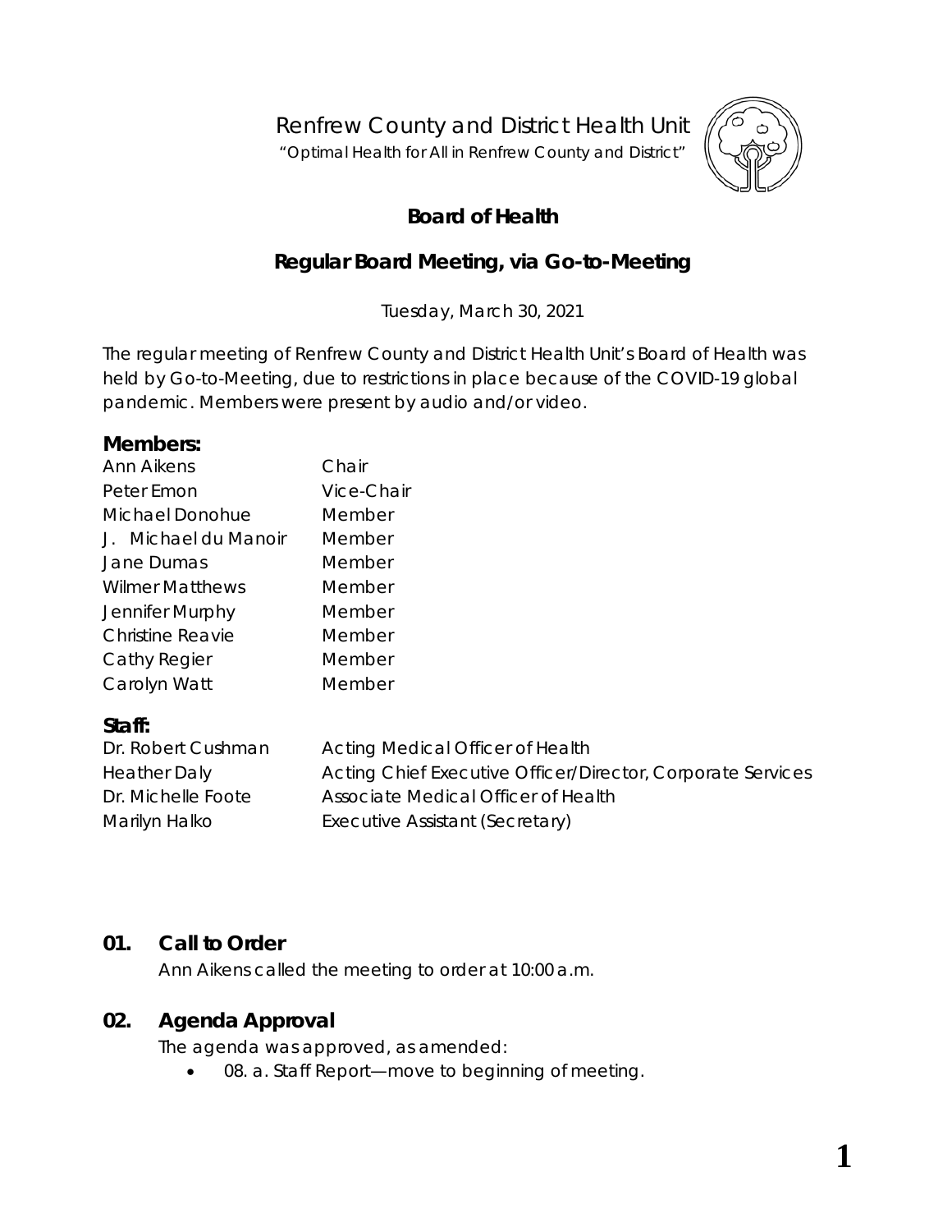# Renfrew County and District Health Unit

"Optimal Health for All in Renfrew County and District"

## Board of Health

## Regular Board Meeting, via Go-to-Meeting

Tuesday, March 30, 2021

The regular meeting of Renfrew County and District Health Unit's Board of Health was held by Go-to-Meeting, due to restrictions in place because of the COVID-19 global pandemic. Members were present by audio and/or video.

### Members:

| | |
|---|---|
| Ann Aikens | Chair |
| Peter Emon | Vice-Chair |
| Michael Donohue | Member |
| J. Michael du Manoir | Member |
| Jane Dumas | Member |
| Wilmer Matthews | Member |
| Jennifer Murphy | Member |
| Christine Reavie | Member |
| Cathy Regier | Member |
| Carolyn Watt | Member |

### Staff:

| | |
|---|---|
| Dr. Robert Cushman | Acting Medical Officer of Health |
| Heather Daly | Acting Chief Executive Officer/Director, Corporate Services |
| Dr. Michelle Foote | Associate Medical Officer of Health |
| Marilyn Halko | Executive Assistant (Secretary) |

## 01. Call to Order

Ann Aikens called the meeting to order at 10:00 a.m.

## 02. Agenda Approval

The agenda was approved, as amended:

- 08. a. Staff Report—move to beginning of meeting.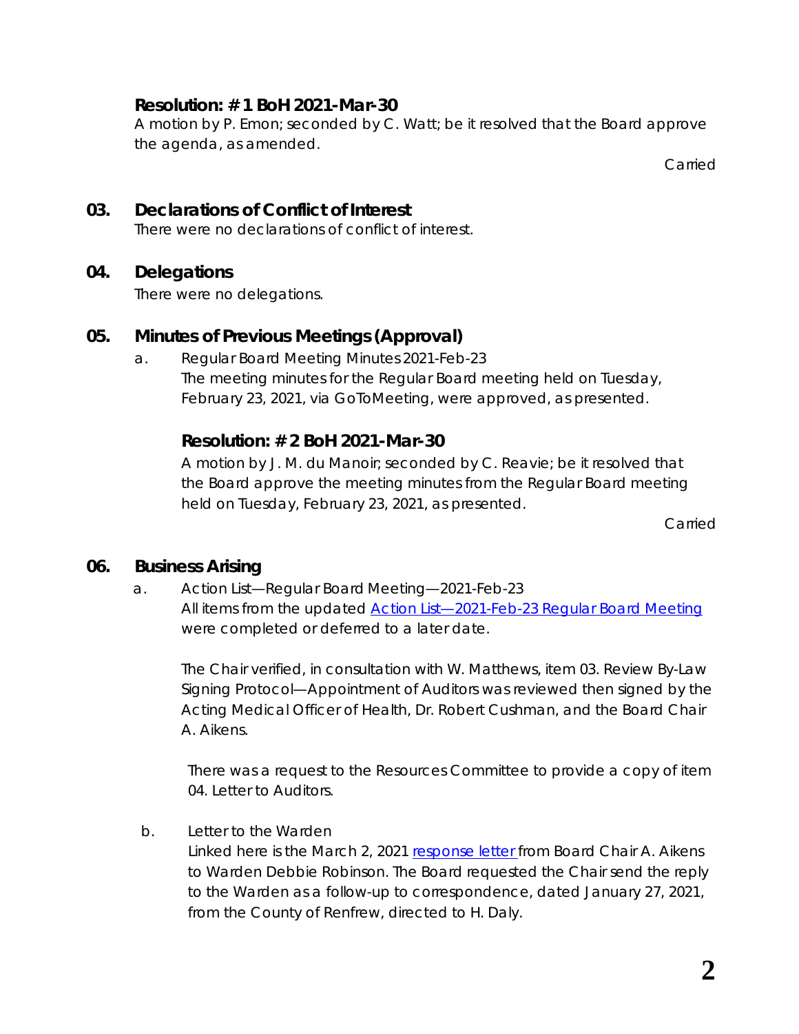**Resolution: # 1 BoH 2021-Mar-30**

A motion by P. Emon; seconded by C. Watt; be it resolved that the Board approve the agenda, as amended.

Carried

## 03. Declarations of Conflict of Interest

There were no declarations of conflict of interest.

## 04. Delegations

There were no delegations.

## 05. Minutes of Previous Meetings (Approval)

a. Regular Board Meeting Minutes 2021-Feb-23
The meeting minutes for the Regular Board meeting held on Tuesday, February 23, 2021, via GoToMeeting, were approved, as presented.

**Resolution: # 2 BoH 2021-Mar-30**

A motion by J. M. du Manoir; seconded by C. Reavie; be it resolved that the Board approve the meeting minutes from the Regular Board meeting held on Tuesday, February 23, 2021, as presented.

Carried

## 06. Business Arising

a. Action List—Regular Board Meeting—2021-Feb-23
All items from the updated Action List—2021-Feb-23 Regular Board Meeting were completed or deferred to a later date.

The Chair verified, in consultation with W. Matthews, item 03. Review By-Law Signing Protocol—Appointment of Auditors was reviewed then signed by the Acting Medical Officer of Health, Dr. Robert Cushman, and the Board Chair A. Aikens.

There was a request to the Resources Committee to provide a copy of item 04. Letter to Auditors.

b. Letter to the Warden
Linked here is the March 2, 2021 response letter from Board Chair A. Aikens to Warden Debbie Robinson. The Board requested the Chair send the reply to the Warden as a follow-up to correspondence, dated January 27, 2021, from the County of Renfrew, directed to H. Daly.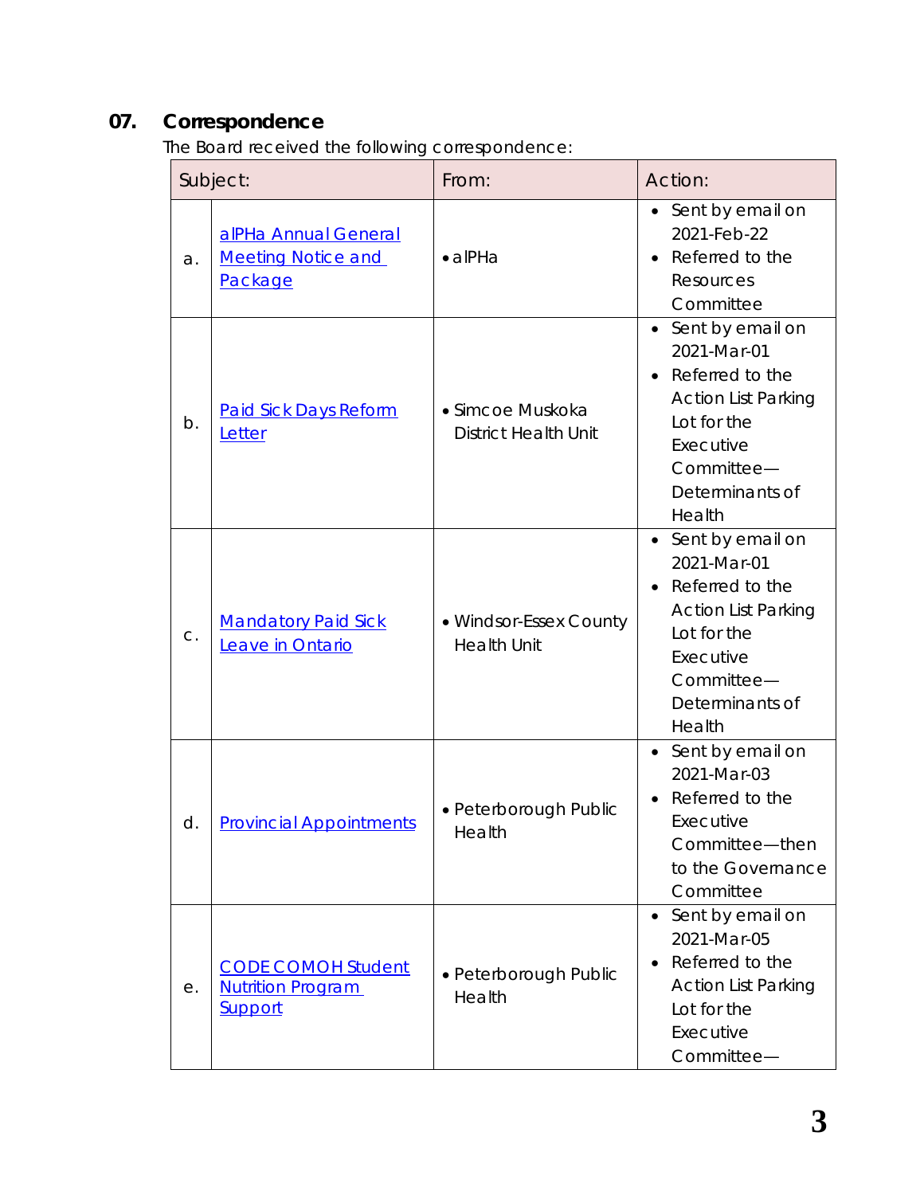## 07. Correspondence

The Board received the following correspondence:

| | Subject: | From: | Action: |
|---|---|---|---|
| a. | alPHa Annual General Meeting Notice and Package | • alPHa | • Sent by email on 2021-Feb-22<br>• Referred to the Resources Committee |
| b. | Paid Sick Days Reform Letter | • Simcoe Muskoka District Health Unit | • Sent by email on 2021-Mar-01<br>• Referred to the Action List Parking Lot for the Executive Committee—Determinants of Health |
| c. | Mandatory Paid Sick Leave in Ontario | • Windsor-Essex County Health Unit | • Sent by email on 2021-Mar-01<br>• Referred to the Action List Parking Lot for the Executive Committee—Determinants of Health |
| d. | Provincial Appointments | • Peterborough Public Health | • Sent by email on 2021-Mar-03<br>• Referred to the Executive Committee—then to the Governance Committee |
| e. | CODE COMOH Student Nutrition Program Support | • Peterborough Public Health | • Sent by email on 2021-Mar-05<br>• Referred to the Action List Parking Lot for the Executive Committee— |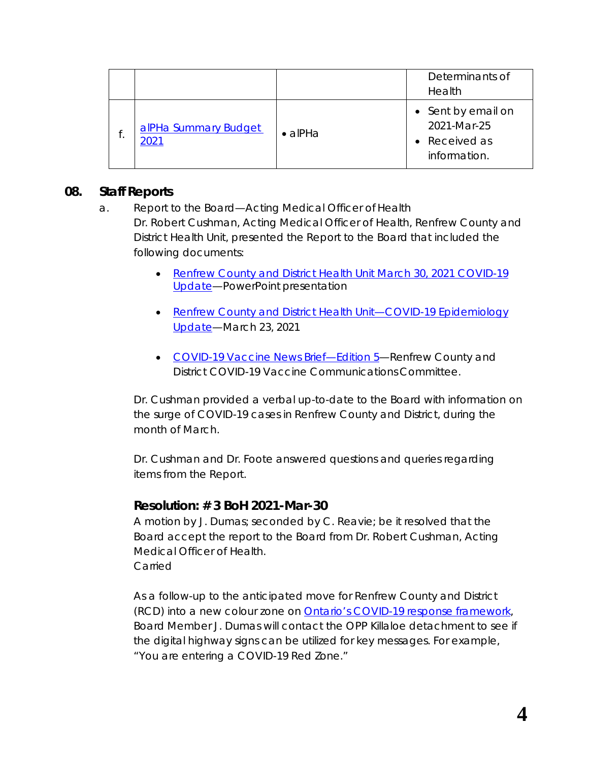| | | | Determinants of Health |
|---|---|---|---|
| f. | alPHa Summary Budget 2021 | • alPHa | • Sent by email on 2021-Mar-25<br>• Received as information. |

## 08. Staff Reports

a. Report to the Board—Acting Medical Officer of Health
Dr. Robert Cushman, Acting Medical Officer of Health, Renfrew County and District Health Unit, presented the Report to the Board that included the following documents:

- Renfrew County and District Health Unit March 30, 2021 COVID-19 Update—PowerPoint presentation
- Renfrew County and District Health Unit—COVID-19 Epidemiology Update—March 23, 2021
- COVID-19 Vaccine News Brief—Edition 5—Renfrew County and District COVID-19 Vaccine Communications Committee.

Dr. Cushman provided a verbal up-to-date to the Board with information on the surge of COVID-19 cases in Renfrew County and District, during the month of March.

Dr. Cushman and Dr. Foote answered questions and queries regarding items from the Report.

### Resolution: # 3 BoH 2021-Mar-30

A motion by J. Dumas; seconded by C. Reavie; be it resolved that the Board accept the report to the Board from Dr. Robert Cushman, Acting Medical Officer of Health.
Carried

As a follow-up to the anticipated move for Renfrew County and District (RCD) into a new colour zone on Ontario's COVID-19 response framework, Board Member J. Dumas will contact the OPP Killaloe detachment to see if the digital highway signs can be utilized for key messages. For example, "You are entering a COVID-19 Red Zone."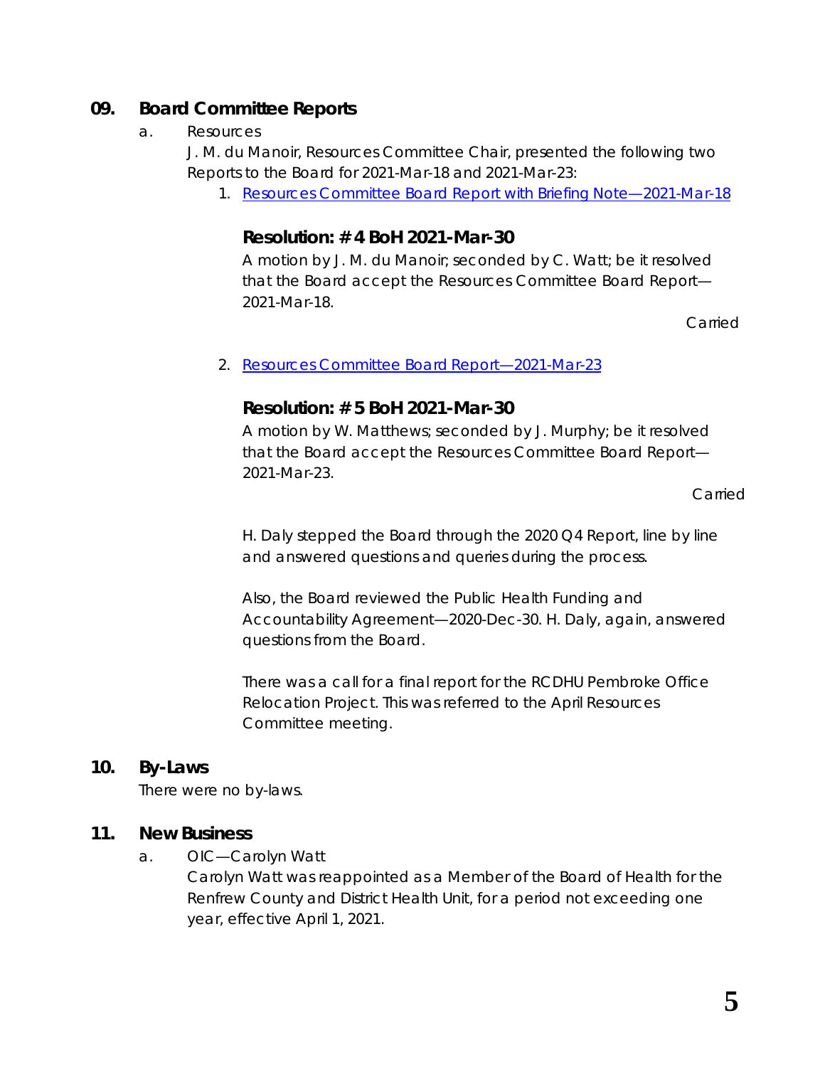## 09. Board Committee Reports

a. Resources

J. M. du Manoir, Resources Committee Chair, presented the following two Reports to the Board for 2021-Mar-18 and 2021-Mar-23:

1. Resources Committee Board Report with Briefing Note—2021-Mar-18

### Resolution: # 4 BoH 2021-Mar-30

A motion by J. M. du Manoir; seconded by C. Watt; be it resolved that the Board accept the Resources Committee Board Report—2021-Mar-18.

Carried

2. Resources Committee Board Report—2021-Mar-23

### Resolution: # 5 BoH 2021-Mar-30

A motion by W. Matthews; seconded by J. Murphy; be it resolved that the Board accept the Resources Committee Board Report—2021-Mar-23.

Carried

H. Daly stepped the Board through the 2020 Q4 Report, line by line and answered questions and queries during the process.

Also, the Board reviewed the Public Health Funding and Accountability Agreement—2020-Dec-30. H. Daly, again, answered questions from the Board.

There was a call for a final report for the RCDHU Pembroke Office Relocation Project. This was referred to the April Resources Committee meeting.

## 10. By-Laws

There were no by-laws.

## 11. New Business

a. OIC—Carolyn Watt

Carolyn Watt was reappointed as a Member of the Board of Health for the Renfrew County and District Health Unit, for a period not exceeding one year, effective April 1, 2021.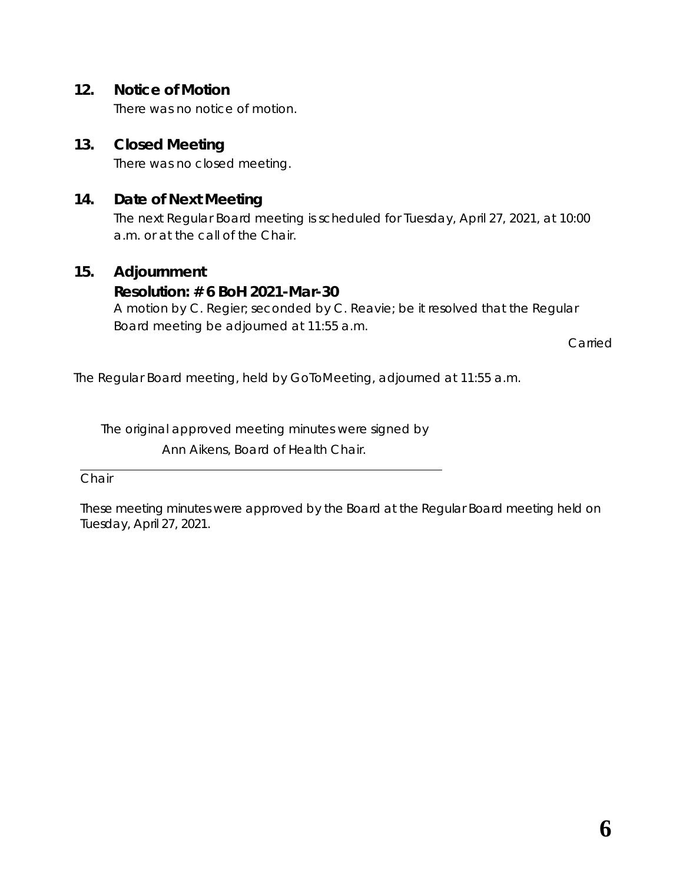## 12. Notice of Motion

There was no notice of motion.

## 13. Closed Meeting

There was no closed meeting.

## 14. Date of Next Meeting

The next Regular Board meeting is scheduled for Tuesday, April 27, 2021, at 10:00 a.m. or at the call of the Chair.

## 15. Adjournment

**Resolution: # 6 BoH 2021-Mar-30**

A motion by C. Regier; seconded by C. Reavie; be it resolved that the Regular Board meeting be adjourned at 11:55 a.m.

Carried

The Regular Board meeting, held by GoToMeeting, adjourned at 11:55 a.m.

The original approved meeting minutes were signed by

Ann Aikens, Board of Health Chair.

---

Chair

These meeting minutes were approved by the Board at the Regular Board meeting held on Tuesday, April 27, 2021.